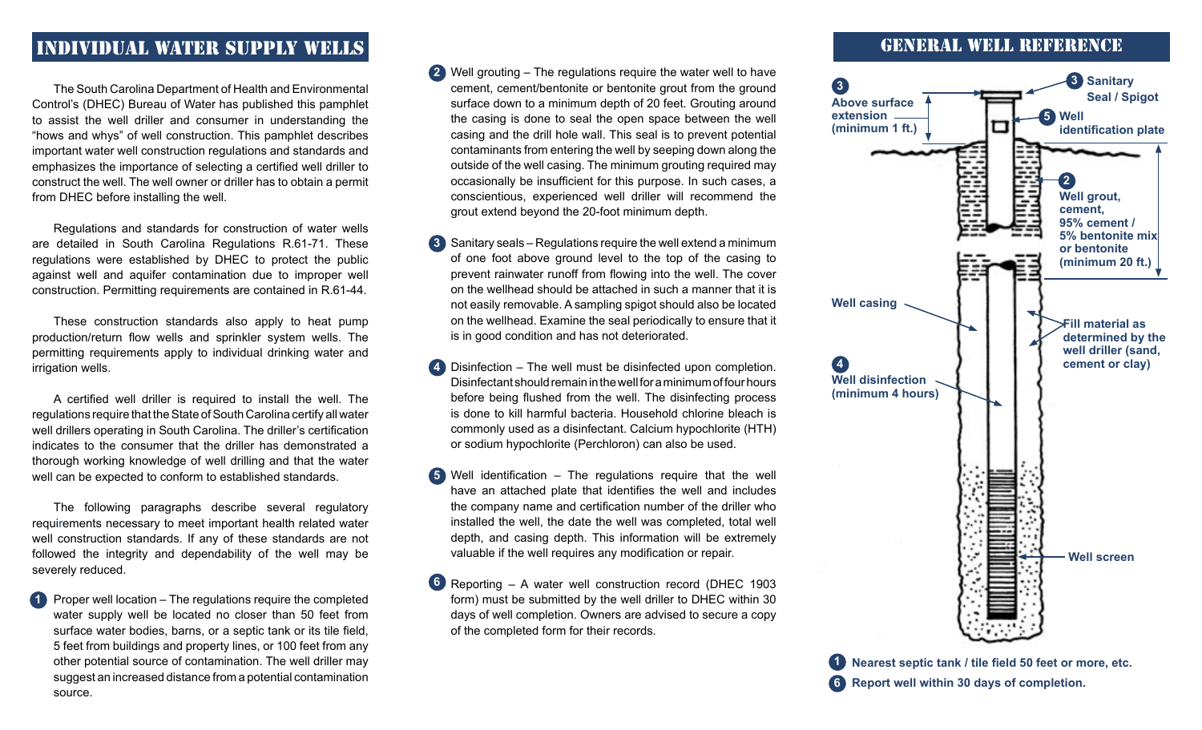# INDIVIDUAL WATER SUPPLY WELLS

The South Carolina Department of Health and Environmental Control's (DHEC) Bureau of Water has published this pamphlet to assist the well driller and consumer in understanding the "hows and whys" of well construction. This pamphlet describes important water well construction regulations and standards and emphasizes the importance of selecting a certified well driller to construct the well. The well owner or driller has to obtain a permit from DHEC before installing the well.

Regulations and standards for construction of water wells are detailed in South Carolina Regulations R.61-71. These regulations were established by DHEC to protect the public against well and aquifer contamination due to improper well construction. Permitting requirements are contained in R.61-44.

These construction standards also apply to heat pump production/return flow wells and sprinkler system wells. The permitting requirements apply to individual drinking water and irrigation wells.

A certified well driller is required to install the well. The regulations require that the State of South Carolina certify all water well drillers operating in South Carolina. The driller's certification indicates to the consumer that the driller has demonstrated a thorough working knowledge of well drilling and that the water well can be expected to conform to established standards.

The following paragraphs describe several regulatory requirements necessary to meet important health related water well construction standards. If any of these standards are not followed the integrity and dependability of the well may be severely reduced.

1. Proper well location – The regulations require the completed water supply well be located no closer than 50 feet from surface water bodies, barns, or a septic tank or its tile field, 5 feet from buildings and property lines, or 100 feet from any other potential source of contamination. The well driller may suggest an increased distance from a potential contamination source.

2. Well grouting – The regulations require the water well to have cement, cement/bentonite or bentonite grout from the ground surface down to a minimum depth of 20 feet. Grouting around the casing is done to seal the open space between the well casing and the drill hole wall. This seal is to prevent potential contaminants from entering the well by seeping down along the outside of the well casing. The minimum grouting required may occasionally be insufficient for this purpose. In such cases, a conscientious, experienced well driller will recommend the grout extend beyond the 20-foot minimum depth.

3. Sanitary seals – Regulations require the well extend a minimum of one foot above ground level to the top of the casing to prevent rainwater runoff from flowing into the well. The cover on the wellhead should be attached in such a manner that it is not easily removable. A sampling spigot should also be located on the wellhead. Examine the seal periodically to ensure that it is in good condition and has not deteriorated.

4. Disinfection – The well must be disinfected upon completion. Disinfectant should remain in the well for a minimum of four hours before being flushed from the well. The disinfecting process is done to kill harmful bacteria. Household chlorine bleach is commonly used as a disinfectant. Calcium hypochlorite (HTH) or sodium hypochlorite (Perchloron) can also be used.

5. Well identification – The regulations require that the well have an attached plate that identifies the well and includes the company name and certification number of the driller who installed the well, the date the well was completed, total well depth, and casing depth. This information will be extremely valuable if the well requires any modification or repair.

6. Reporting – A water well construction record (DHEC 1903 form) must be submitted by the well driller to DHEC within 30 days of well completion. Owners are advised to secure a copy of the completed form for their records.

# GENERAL WELL REFERENCE

**3** Above surface extension (minimum 1 ft.)

**3** Sanitary Seal / Spigot

**5** Well identification plate

**2** Well grout, cement, 95% cement / 5% bentonite mix or bentonite (minimum 20 ft.)

Well casing

Fill material as determined by the well driller (sand, cement or clay)

**4** Well disinfection (minimum 4 hours)

Well screen

**1** Nearest septic tank / tile field 50 feet or more, etc.

**6** Report well within 30 days of completion.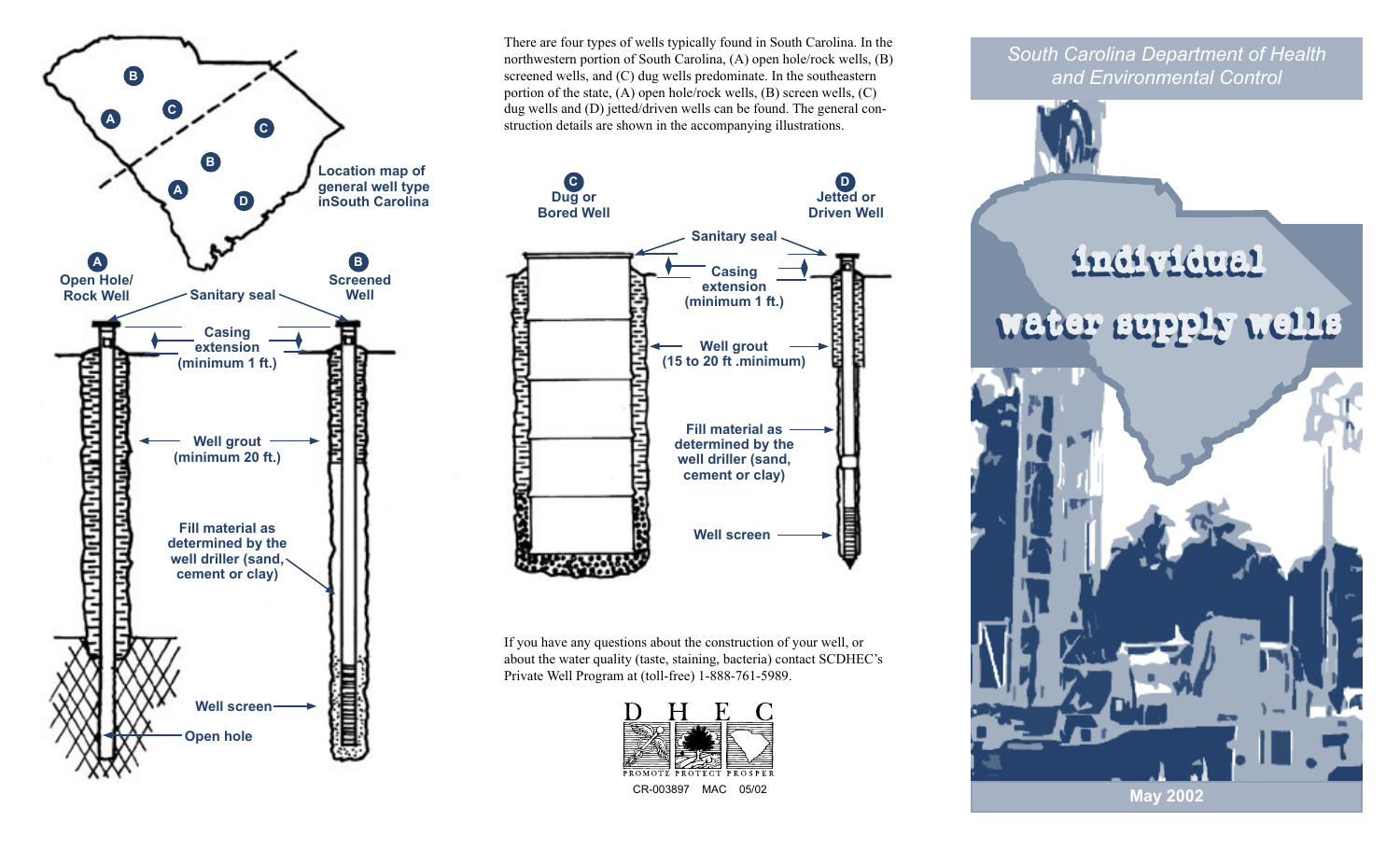Location map of general well type inSouth Carolina

A Open Hole/ Rock Well

B Screened Well

Sanitary seal

Casing extension (minimum 1 ft.)

Well grout (minimum 20 ft.)

Fill material as determined by the well driller (sand, cement or clay)

Well screen

Open hole

There are four types of wells typically found in South Carolina. In the northwestern portion of South Carolina, (A) open hole/rock wells, (B) screened wells, and (C) dug wells predominate. In the southeastern portion of the state, (A) open hole/rock wells, (B) screen wells, (C) dug wells and (D) jetted/driven wells can be found. The general construction details are shown in the accompanying illustrations.

C Dug or Bored Well

D Jetted or Driven Well

Sanitary seal

Casing extension (minimum 1 ft.)

Well grout (15 to 20 ft .minimum)

Fill material as determined by the well driller (sand, cement or clay)

Well screen

If you have any questions about the construction of your well, or about the water quality (taste, staining, bacteria) contact SCDHEC's Private Well Program at (toll-free) 1-888-761-5989.

D H E C

PROMOTE PROTECT PROSPER

CR-003897 MAC 05/02

South Carolina Department of Health and Environmental Control

# individual water supply wells

May 2002